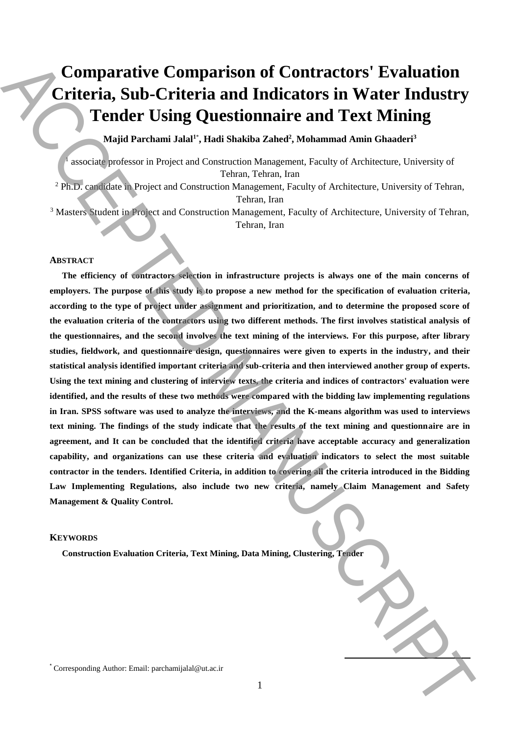# Comparative Comparison of Contractors' Evaluation Criteria, Sub-Criteria and Indicators in Water Industry Tender Using Questionnaire and Text Mining

**Majid Parchami Jalal[1*], Hadi Shakiba Zahed[2], Mohammad Amin Ghaaderi[3]**

[1] associate professor in Project and Construction Management, Faculty of Architecture, University of Tehran, Tehran, Iran

[2] Ph.D. candidate in Project and Construction Management, Faculty of Architecture, University of Tehran, Tehran, Iran

[3] Masters Student in Project and Construction Management, Faculty of Architecture, University of Tehran, Tehran, Iran

## ABSTRACT

**The efficiency of contractors selection in infrastructure projects is always one of the main concerns of employers. The purpose of this study is to propose a new method for the specification of evaluation criteria, according to the type of project under assignment and prioritization, and to determine the proposed score of the evaluation criteria of the contractors using two different methods. The first involves statistical analysis of the questionnaires, and the second involves the text mining of the interviews. For this purpose, after library studies, fieldwork, and questionnaire design, questionnaires were given to experts in the industry, and their statistical analysis identified important criteria and sub-criteria and then interviewed another group of experts. Using the text mining and clustering of interview texts, the criteria and indices of contractors' evaluation were identified, and the results of these two methods were compared with the bidding law implementing regulations in Iran. SPSS software was used to analyze the interviews, and the K-means algorithm was used to interviews text mining. The findings of the study indicate that the results of the text mining and questionnaire are in agreement, and It can be concluded that the identified criteria have acceptable accuracy and generalization capability, and organizations can use these criteria and evaluation indicators to select the most suitable contractor in the tenders. Identified Criteria, in addition to covering all the criteria introduced in the Bidding Law Implementing Regulations, also include two new criteria, namely Claim Management and Safety Management & Quality Control.**

## KEYWORDS

**Construction Evaluation Criteria, Text Mining, Data Mining, Clustering, Tender**

---

\* Corresponding Author: Email: parchamijalal@ut.ac.ir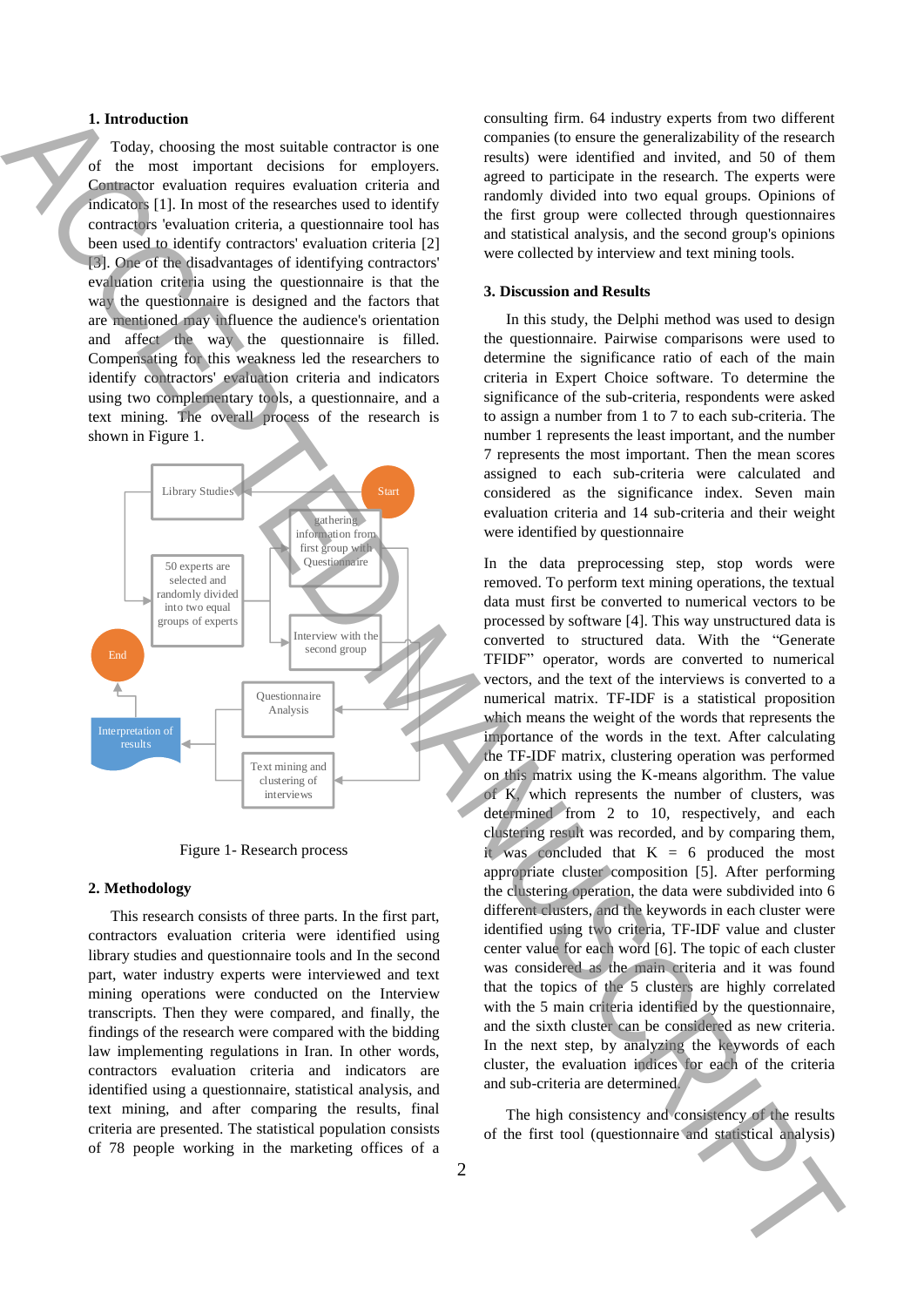## 1. Introduction

Today, choosing the most suitable contractor is one of the most important decisions for employers. Contractor evaluation requires evaluation criteria and indicators [1]. In most of the researches used to identify contractors 'evaluation criteria, a questionnaire tool has been used to identify contractors' evaluation criteria [2] [3]. One of the disadvantages of identifying contractors' evaluation criteria using the questionnaire is that the way the questionnaire is designed and the factors that are mentioned may influence the audience's orientation and affect the way the questionnaire is filled. Compensating for this weakness led the researchers to identify contractors' evaluation criteria and indicators using two complementary tools, a questionnaire, and a text mining. The overall process of the research is shown in Figure 1.

Figure 1- Research process

## 2. Methodology

This research consists of three parts. In the first part, contractors evaluation criteria were identified using library studies and questionnaire tools and In the second part, water industry experts were interviewed and text mining operations were conducted on the Interview transcripts. Then they were compared, and finally, the findings of the research were compared with the bidding law implementing regulations in Iran. In other words, contractors evaluation criteria and indicators are identified using a questionnaire, statistical analysis, and text mining, and after comparing the results, final criteria are presented. The statistical population consists of 78 people working in the marketing offices of a consulting firm. 64 industry experts from two different companies (to ensure the generalizability of the research results) were identified and invited, and 50 of them agreed to participate in the research. The experts were randomly divided into two equal groups. Opinions of the first group were collected through questionnaires and statistical analysis, and the second group's opinions were collected by interview and text mining tools.

## 3. Discussion and Results

In this study, the Delphi method was used to design the questionnaire. Pairwise comparisons were used to determine the significance ratio of each of the main criteria in Expert Choice software. To determine the significance of the sub-criteria, respondents were asked to assign a number from 1 to 7 to each sub-criteria. The number 1 represents the least important, and the number 7 represents the most important. Then the mean scores assigned to each sub-criteria were calculated and considered as the significance index. Seven main evaluation criteria and 14 sub-criteria and their weight were identified by questionnaire

In the data preprocessing step, stop words were removed. To perform text mining operations, the textual data must first be converted to numerical vectors to be processed by software [4]. This way unstructured data is converted to structured data. With the "Generate TFIDF" operator, words are converted to numerical vectors, and the text of the interviews is converted to a numerical matrix. TF-IDF is a statistical proposition which means the weight of the words that represents the importance of the words in the text. After calculating the TF-IDF matrix, clustering operation was performed on this matrix using the K-means algorithm. The value of K, which represents the number of clusters, was determined from 2 to 10, respectively, and each clustering result was recorded, and by comparing them, it was concluded that K = 6 produced the most appropriate cluster composition [5]. After performing the clustering operation, the data were subdivided into 6 different clusters, and the keywords in each cluster were identified using two criteria, TF-IDF value and cluster center value for each word [6]. The topic of each cluster was considered as the main criteria and it was found that the topics of the 5 clusters are highly correlated with the 5 main criteria identified by the questionnaire, and the sixth cluster can be considered as new criteria. In the next step, by analyzing the keywords of each cluster, the evaluation indices for each of the criteria and sub-criteria are determined.

The high consistency and consistency of the results of the first tool (questionnaire and statistical analysis)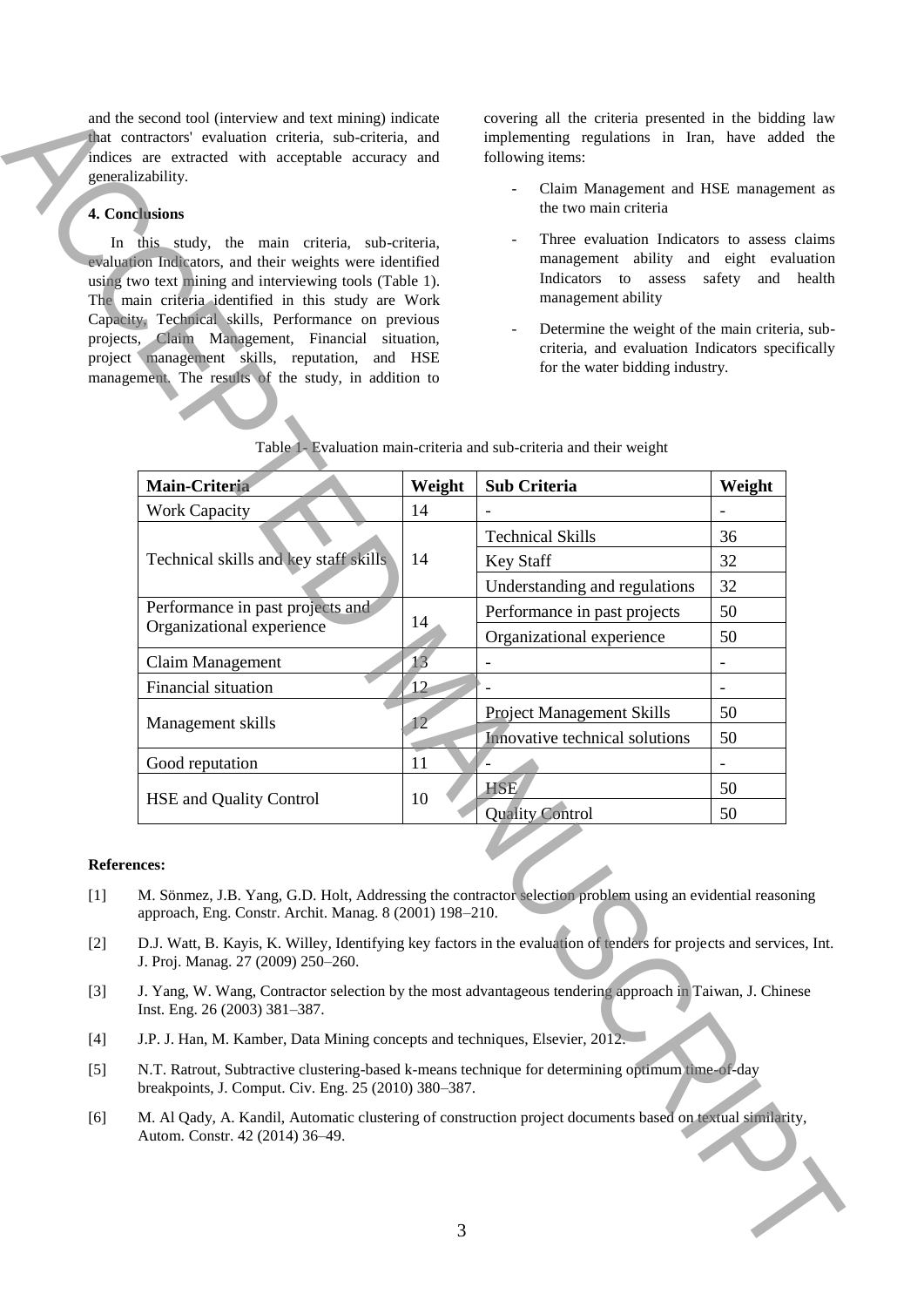and the second tool (interview and text mining) indicate that contractors' evaluation criteria, sub-criteria, and indices are extracted with acceptable accuracy and generalizability.

## 4. Conclusions

In this study, the main criteria, sub-criteria, evaluation Indicators, and their weights were identified using two text mining and interviewing tools (Table 1). The main criteria identified in this study are Work Capacity, Technical skills, Performance on previous projects, Claim Management, Financial situation, project management skills, reputation, and HSE management. The results of the study, in addition to covering all the criteria presented in the bidding law implementing regulations in Iran, have added the following items:

- Claim Management and HSE management as the two main criteria
- Three evaluation Indicators to assess claims management ability and eight evaluation Indicators to assess safety and health management ability
- Determine the weight of the main criteria, sub-criteria, and evaluation Indicators specifically for the water bidding industry.

Table 1- Evaluation main-criteria and sub-criteria and their weight

| Main-Criteria | Weight | Sub Criteria | Weight |
|---|---|---|---|
| Work Capacity | 14 | - | - |
| Technical skills and key staff skills | 14 | Technical Skills | 36 |
| | | Key Staff | 32 |
| | | Understanding and regulations | 32 |
| Performance in past projects and Organizational experience | 14 | Performance in past projects | 50 |
| | | Organizational experience | 50 |
| Claim Management | 13 | - | - |
| Financial situation | 12 | - | - |
| Management skills | 12 | Project Management Skills | 50 |
| | | Innovative technical solutions | 50 |
| Good reputation | 11 | - | - |
| HSE and Quality Control | 10 | HSE | 50 |
| | | Quality Control | 50 |

**References:**

[1] M. Sönmez, J.B. Yang, G.D. Holt, Addressing the contractor selection problem using an evidential reasoning approach, Eng. Constr. Archit. Manag. 8 (2001) 198–210.

[2] D.J. Watt, B. Kayis, K. Willey, Identifying key factors in the evaluation of tenders for projects and services, Int. J. Proj. Manag. 27 (2009) 250–260.

[3] J. Yang, W. Wang, Contractor selection by the most advantageous tendering approach in Taiwan, J. Chinese Inst. Eng. 26 (2003) 381–387.

[4] J.P. J. Han, M. Kamber, Data Mining concepts and techniques, Elsevier, 2012.

[5] N.T. Ratrout, Subtractive clustering-based k-means technique for determining optimum time-of-day breakpoints, J. Comput. Civ. Eng. 25 (2010) 380–387.

[6] M. Al Qady, A. Kandil, Automatic clustering of construction project documents based on textual similarity, Autom. Constr. 42 (2014) 36–49.